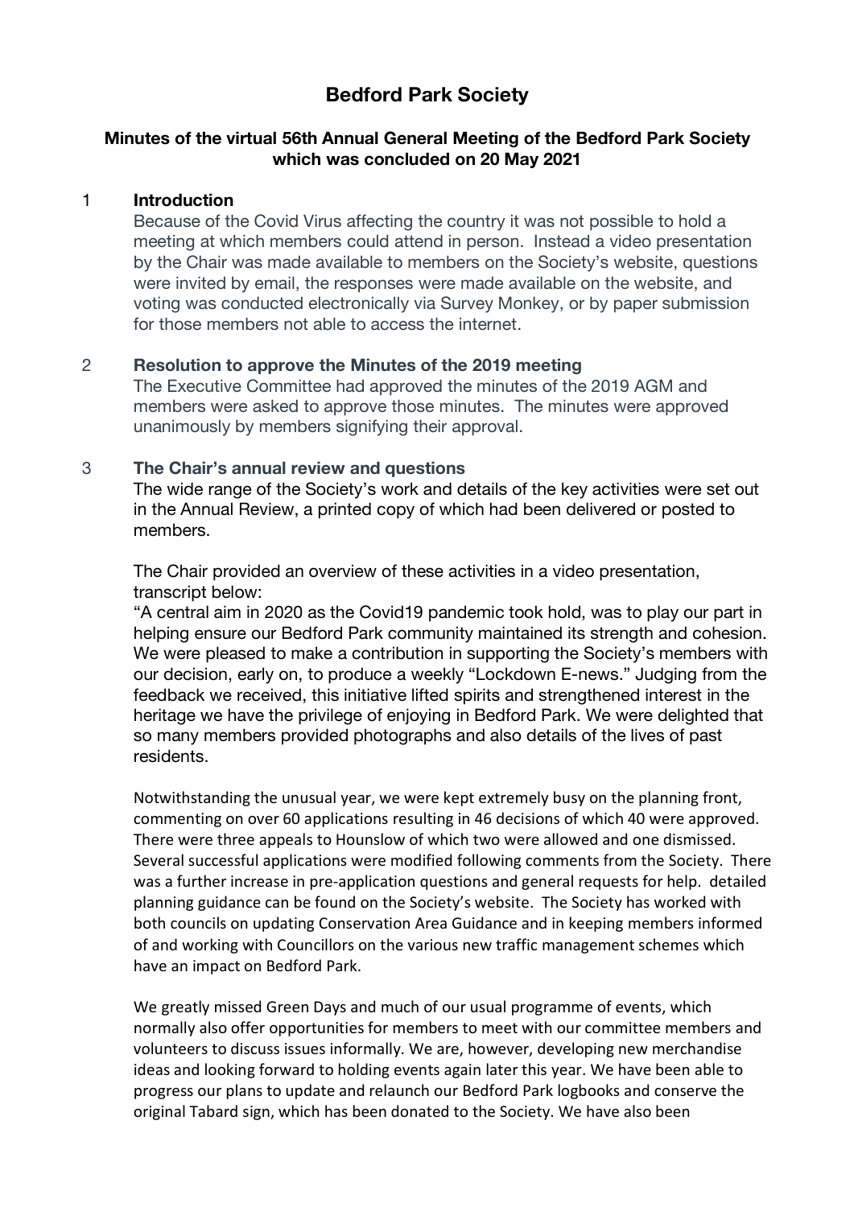# Bedford Park Society

### Minutes of the virtual 56th Annual General Meeting of the Bedford Park Society which was concluded on 20 May 2021

## 1 Introduction

Because of the Covid Virus affecting the country it was not possible to hold a meeting at which members could attend in person. Instead a video presentation by the Chair was made available to members on the Society's website, questions were invited by email, the responses were made available on the website, and voting was conducted electronically via Survey Monkey, or by paper submission for those members not able to access the internet.

## 2 Resolution to approve the Minutes of the 2019 meeting

The Executive Committee had approved the minutes of the 2019 AGM and members were asked to approve those minutes. The minutes were approved unanimously by members signifying their approval.

## 3 The Chair's annual review and questions

The wide range of the Society's work and details of the key activities were set out in the Annual Review, a printed copy of which had been delivered or posted to members.

The Chair provided an overview of these activities in a video presentation, transcript below:

"A central aim in 2020 as the Covid19 pandemic took hold, was to play our part in helping ensure our Bedford Park community maintained its strength and cohesion. We were pleased to make a contribution in supporting the Society's members with our decision, early on, to produce a weekly "Lockdown E-news." Judging from the feedback we received, this initiative lifted spirits and strengthened interest in the heritage we have the privilege of enjoying in Bedford Park. We were delighted that so many members provided photographs and also details of the lives of past residents.

Notwithstanding the unusual year, we were kept extremely busy on the planning front, commenting on over 60 applications resulting in 46 decisions of which 40 were approved. There were three appeals to Hounslow of which two were allowed and one dismissed. Several successful applications were modified following comments from the Society. There was a further increase in pre-application questions and general requests for help. detailed planning guidance can be found on the Society's website. The Society has worked with both councils on updating Conservation Area Guidance and in keeping members informed of and working with Councillors on the various new traffic management schemes which have an impact on Bedford Park.

We greatly missed Green Days and much of our usual programme of events, which normally also offer opportunities for members to meet with our committee members and volunteers to discuss issues informally. We are, however, developing new merchandise ideas and looking forward to holding events again later this year. We have been able to progress our plans to update and relaunch our Bedford Park logbooks and conserve the original Tabard sign, which has been donated to the Society. We have also been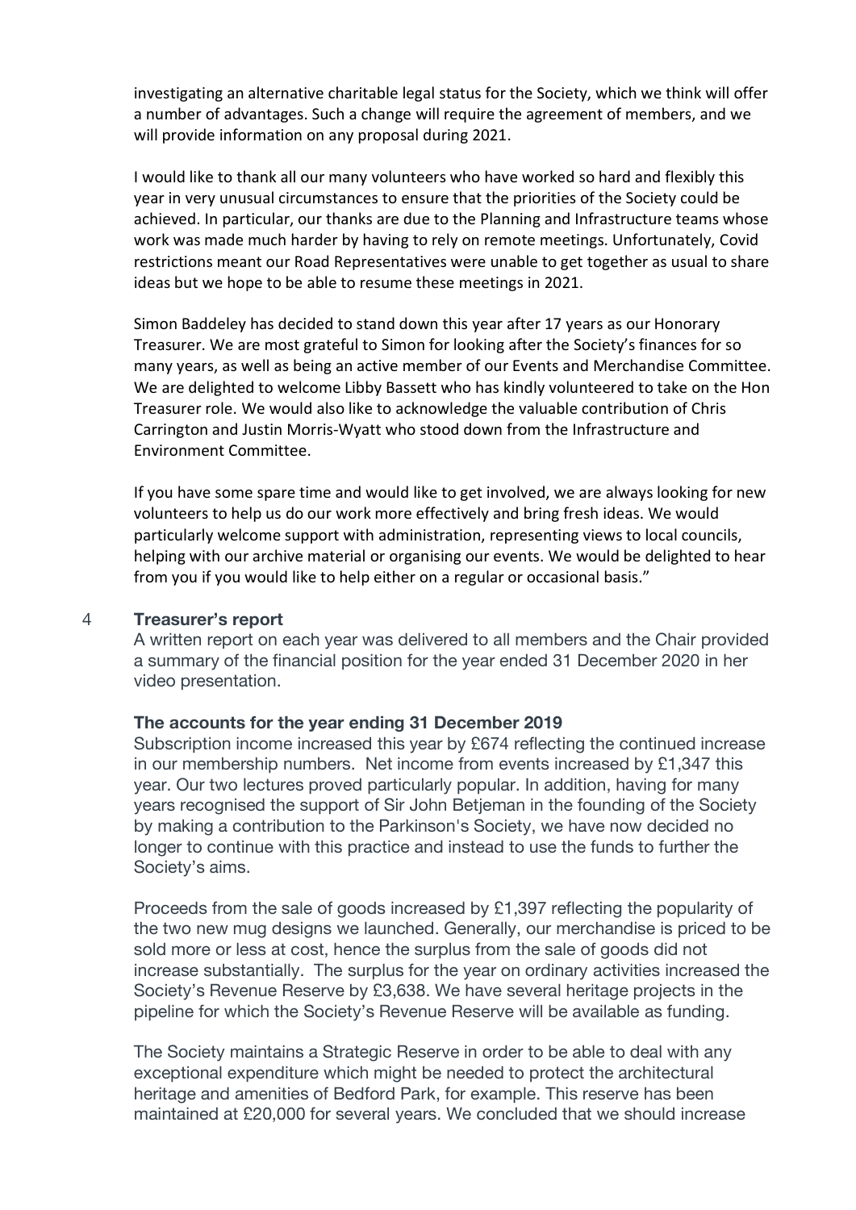investigating an alternative charitable legal status for the Society, which we think will offer a number of advantages. Such a change will require the agreement of members, and we will provide information on any proposal during 2021.

I would like to thank all our many volunteers who have worked so hard and flexibly this year in very unusual circumstances to ensure that the priorities of the Society could be achieved. In particular, our thanks are due to the Planning and Infrastructure teams whose work was made much harder by having to rely on remote meetings. Unfortunately, Covid restrictions meant our Road Representatives were unable to get together as usual to share ideas but we hope to be able to resume these meetings in 2021.

Simon Baddeley has decided to stand down this year after 17 years as our Honorary Treasurer. We are most grateful to Simon for looking after the Society's finances for so many years, as well as being an active member of our Events and Merchandise Committee. We are delighted to welcome Libby Bassett who has kindly volunteered to take on the Hon Treasurer role. We would also like to acknowledge the valuable contribution of Chris Carrington and Justin Morris-Wyatt who stood down from the Infrastructure and Environment Committee.

If you have some spare time and would like to get involved, we are always looking for new volunteers to help us do our work more effectively and bring fresh ideas. We would particularly welcome support with administration, representing views to local councils, helping with our archive material or organising our events. We would be delighted to hear from you if you would like to help either on a regular or occasional basis."

## 4 Treasurer's report

A written report on each year was delivered to all members and the Chair provided a summary of the financial position for the year ended 31 December 2020 in her video presentation.

### The accounts for the year ending 31 December 2019

Subscription income increased this year by £674 reflecting the continued increase in our membership numbers. Net income from events increased by £1,347 this year. Our two lectures proved particularly popular. In addition, having for many years recognised the support of Sir John Betjeman in the founding of the Society by making a contribution to the Parkinson's Society, we have now decided no longer to continue with this practice and instead to use the funds to further the Society's aims.

Proceeds from the sale of goods increased by £1,397 reflecting the popularity of the two new mug designs we launched. Generally, our merchandise is priced to be sold more or less at cost, hence the surplus from the sale of goods did not increase substantially. The surplus for the year on ordinary activities increased the Society's Revenue Reserve by £3,638. We have several heritage projects in the pipeline for which the Society's Revenue Reserve will be available as funding.

The Society maintains a Strategic Reserve in order to be able to deal with any exceptional expenditure which might be needed to protect the architectural heritage and amenities of Bedford Park, for example. This reserve has been maintained at £20,000 for several years. We concluded that we should increase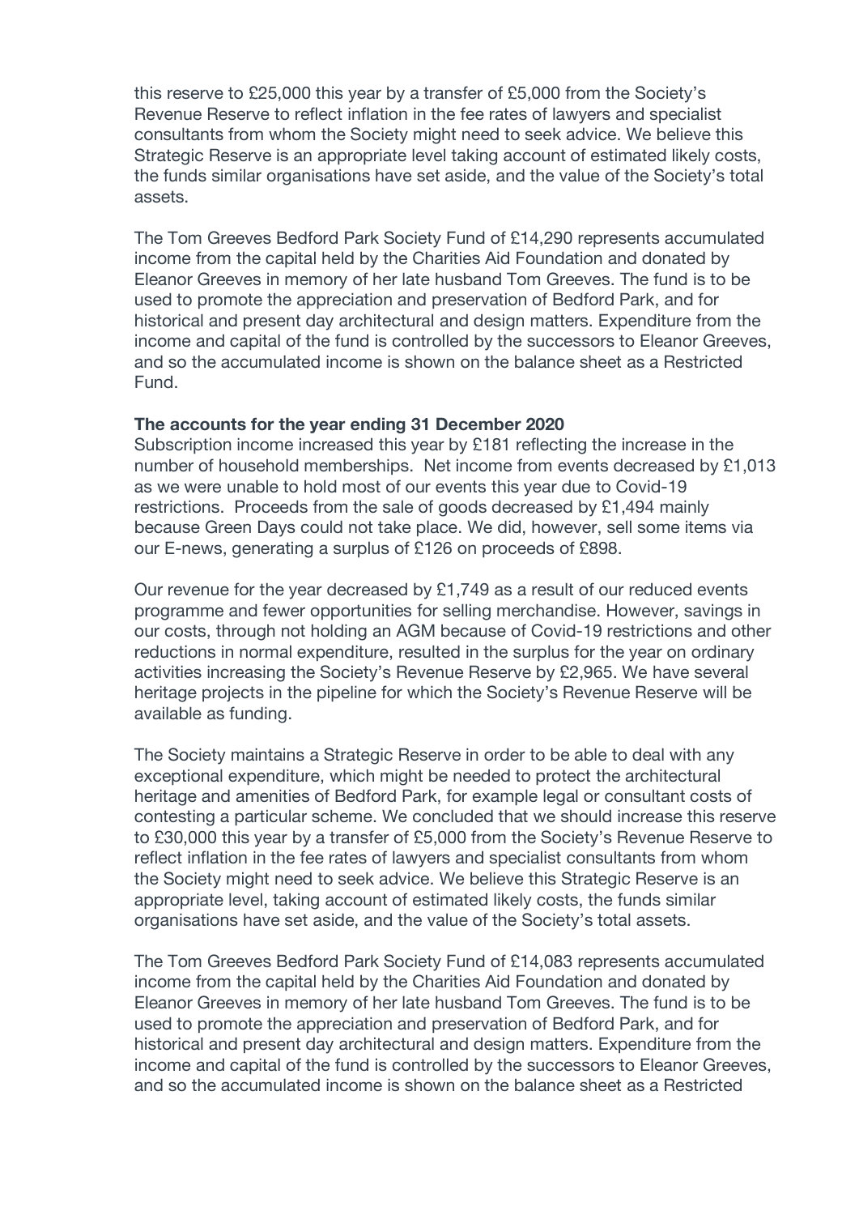this reserve to £25,000 this year by a transfer of £5,000 from the Society's Revenue Reserve to reflect inflation in the fee rates of lawyers and specialist consultants from whom the Society might need to seek advice. We believe this Strategic Reserve is an appropriate level taking account of estimated likely costs, the funds similar organisations have set aside, and the value of the Society's total assets.

The Tom Greeves Bedford Park Society Fund of £14,290 represents accumulated income from the capital held by the Charities Aid Foundation and donated by Eleanor Greeves in memory of her late husband Tom Greeves. The fund is to be used to promote the appreciation and preservation of Bedford Park, and for historical and present day architectural and design matters. Expenditure from the income and capital of the fund is controlled by the successors to Eleanor Greeves, and so the accumulated income is shown on the balance sheet as a Restricted Fund.

**The accounts for the year ending 31 December 2020**

Subscription income increased this year by £181 reflecting the increase in the number of household memberships. Net income from events decreased by £1,013 as we were unable to hold most of our events this year due to Covid-19 restrictions. Proceeds from the sale of goods decreased by £1,494 mainly because Green Days could not take place. We did, however, sell some items via our E-news, generating a surplus of £126 on proceeds of £898.

Our revenue for the year decreased by £1,749 as a result of our reduced events programme and fewer opportunities for selling merchandise. However, savings in our costs, through not holding an AGM because of Covid-19 restrictions and other reductions in normal expenditure, resulted in the surplus for the year on ordinary activities increasing the Society's Revenue Reserve by £2,965. We have several heritage projects in the pipeline for which the Society's Revenue Reserve will be available as funding.

The Society maintains a Strategic Reserve in order to be able to deal with any exceptional expenditure, which might be needed to protect the architectural heritage and amenities of Bedford Park, for example legal or consultant costs of contesting a particular scheme. We concluded that we should increase this reserve to £30,000 this year by a transfer of £5,000 from the Society's Revenue Reserve to reflect inflation in the fee rates of lawyers and specialist consultants from whom the Society might need to seek advice. We believe this Strategic Reserve is an appropriate level, taking account of estimated likely costs, the funds similar organisations have set aside, and the value of the Society's total assets.

The Tom Greeves Bedford Park Society Fund of £14,083 represents accumulated income from the capital held by the Charities Aid Foundation and donated by Eleanor Greeves in memory of her late husband Tom Greeves. The fund is to be used to promote the appreciation and preservation of Bedford Park, and for historical and present day architectural and design matters. Expenditure from the income and capital of the fund is controlled by the successors to Eleanor Greeves, and so the accumulated income is shown on the balance sheet as a Restricted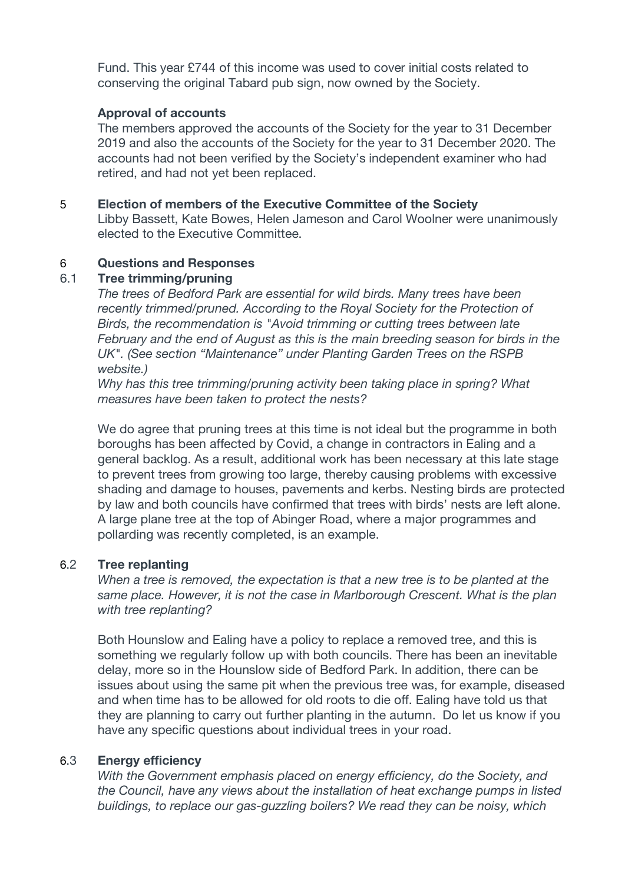Fund. This year £744 of this income was used to cover initial costs related to conserving the original Tabard pub sign, now owned by the Society.

**Approval of accounts**

The members approved the accounts of the Society for the year to 31 December 2019 and also the accounts of the Society for the year to 31 December 2020. The accounts had not been verified by the Society's independent examiner who had retired, and had not yet been replaced.

## 5 Election of members of the Executive Committee of the Society

Libby Bassett, Kate Bowes, Helen Jameson and Carol Woolner were unanimously elected to the Executive Committee.

## 6 Questions and Responses

### 6.1 Tree trimming/pruning

*The trees of Bedford Park are essential for wild birds. Many trees have been recently trimmed/pruned. According to the Royal Society for the Protection of Birds, the recommendation is "Avoid trimming or cutting trees between late February and the end of August as this is the main breeding season for birds in the UK". (See section "Maintenance" under Planting Garden Trees on the RSPB website.)*

*Why has this tree trimming/pruning activity been taking place in spring? What measures have been taken to protect the nests?*

We do agree that pruning trees at this time is not ideal but the programme in both boroughs has been affected by Covid, a change in contractors in Ealing and a general backlog. As a result, additional work has been necessary at this late stage to prevent trees from growing too large, thereby causing problems with excessive shading and damage to houses, pavements and kerbs. Nesting birds are protected by law and both councils have confirmed that trees with birds' nests are left alone. A large plane tree at the top of Abinger Road, where a major programmes and pollarding was recently completed, is an example.

### 6.2 Tree replanting

*When a tree is removed, the expectation is that a new tree is to be planted at the same place. However, it is not the case in Marlborough Crescent. What is the plan with tree replanting?*

Both Hounslow and Ealing have a policy to replace a removed tree, and this is something we regularly follow up with both councils. There has been an inevitable delay, more so in the Hounslow side of Bedford Park. In addition, there can be issues about using the same pit when the previous tree was, for example, diseased and when time has to be allowed for old roots to die off. Ealing have told us that they are planning to carry out further planting in the autumn. Do let us know if you have any specific questions about individual trees in your road.

### 6.3 Energy efficiency

*With the Government emphasis placed on energy efficiency, do the Society, and the Council, have any views about the installation of heat exchange pumps in listed buildings, to replace our gas-guzzling boilers? We read they can be noisy, which*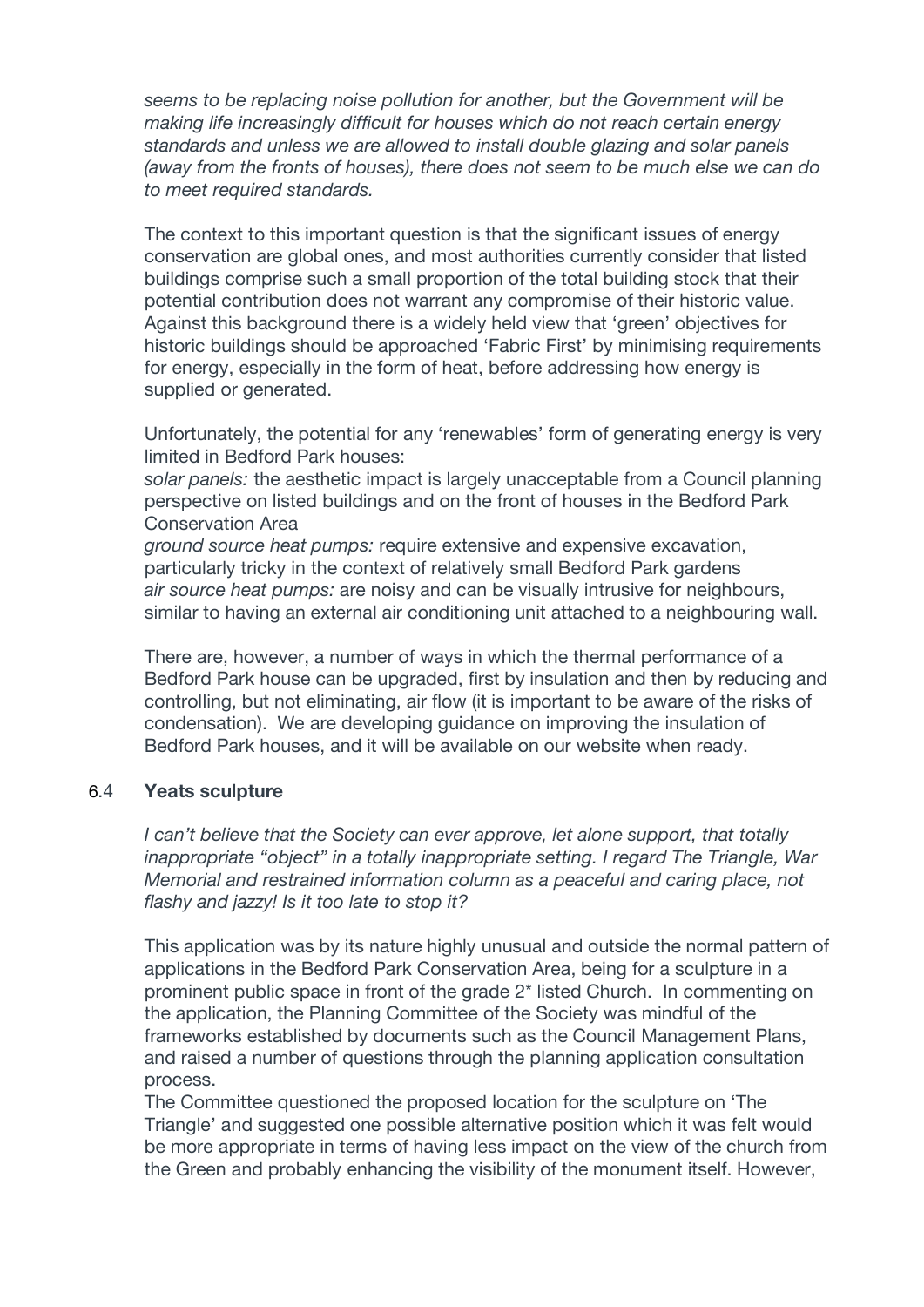*seems to be replacing noise pollution for another, but the Government will be making life increasingly difficult for houses which do not reach certain energy standards and unless we are allowed to install double glazing and solar panels (away from the fronts of houses), there does not seem to be much else we can do to meet required standards.*

The context to this important question is that the significant issues of energy conservation are global ones, and most authorities currently consider that listed buildings comprise such a small proportion of the total building stock that their potential contribution does not warrant any compromise of their historic value. Against this background there is a widely held view that 'green' objectives for historic buildings should be approached 'Fabric First' by minimising requirements for energy, especially in the form of heat, before addressing how energy is supplied or generated.

Unfortunately, the potential for any 'renewables' form of generating energy is very limited in Bedford Park houses:
*solar panels:* the aesthetic impact is largely unacceptable from a Council planning perspective on listed buildings and on the front of houses in the Bedford Park Conservation Area
*ground source heat pumps:* require extensive and expensive excavation, particularly tricky in the context of relatively small Bedford Park gardens
*air source heat pumps:* are noisy and can be visually intrusive for neighbours, similar to having an external air conditioning unit attached to a neighbouring wall.

There are, however, a number of ways in which the thermal performance of a Bedford Park house can be upgraded, first by insulation and then by reducing and controlling, but not eliminating, air flow (it is important to be aware of the risks of condensation). We are developing guidance on improving the insulation of Bedford Park houses, and it will be available on our website when ready.

### 6.4 **Yeats sculpture**

*I can't believe that the Society can ever approve, let alone support, that totally inappropriate "object" in a totally inappropriate setting. I regard The Triangle, War Memorial and restrained information column as a peaceful and caring place, not flashy and jazzy! Is it too late to stop it?*

This application was by its nature highly unusual and outside the normal pattern of applications in the Bedford Park Conservation Area, being for a sculpture in a prominent public space in front of the grade 2* listed Church. In commenting on the application, the Planning Committee of the Society was mindful of the frameworks established by documents such as the Council Management Plans, and raised a number of questions through the planning application consultation process.
The Committee questioned the proposed location for the sculpture on 'The Triangle' and suggested one possible alternative position which it was felt would be more appropriate in terms of having less impact on the view of the church from the Green and probably enhancing the visibility of the monument itself. However,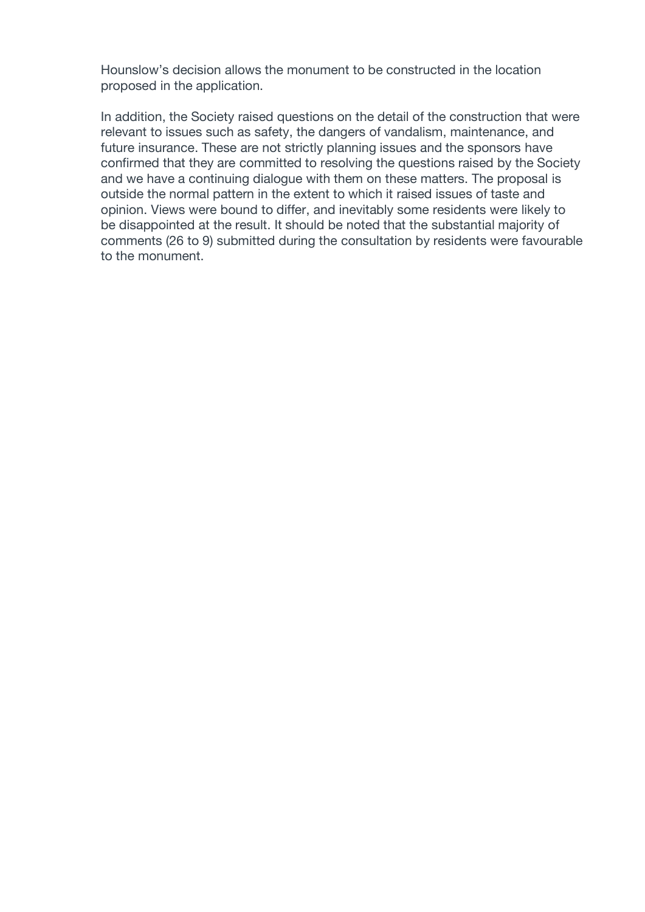Hounslow's decision allows the monument to be constructed in the location proposed in the application.

In addition, the Society raised questions on the detail of the construction that were relevant to issues such as safety, the dangers of vandalism, maintenance, and future insurance. These are not strictly planning issues and the sponsors have confirmed that they are committed to resolving the questions raised by the Society and we have a continuing dialogue with them on these matters. The proposal is outside the normal pattern in the extent to which it raised issues of taste and opinion. Views were bound to differ, and inevitably some residents were likely to be disappointed at the result. It should be noted that the substantial majority of comments (26 to 9) submitted during the consultation by residents were favourable to the monument.